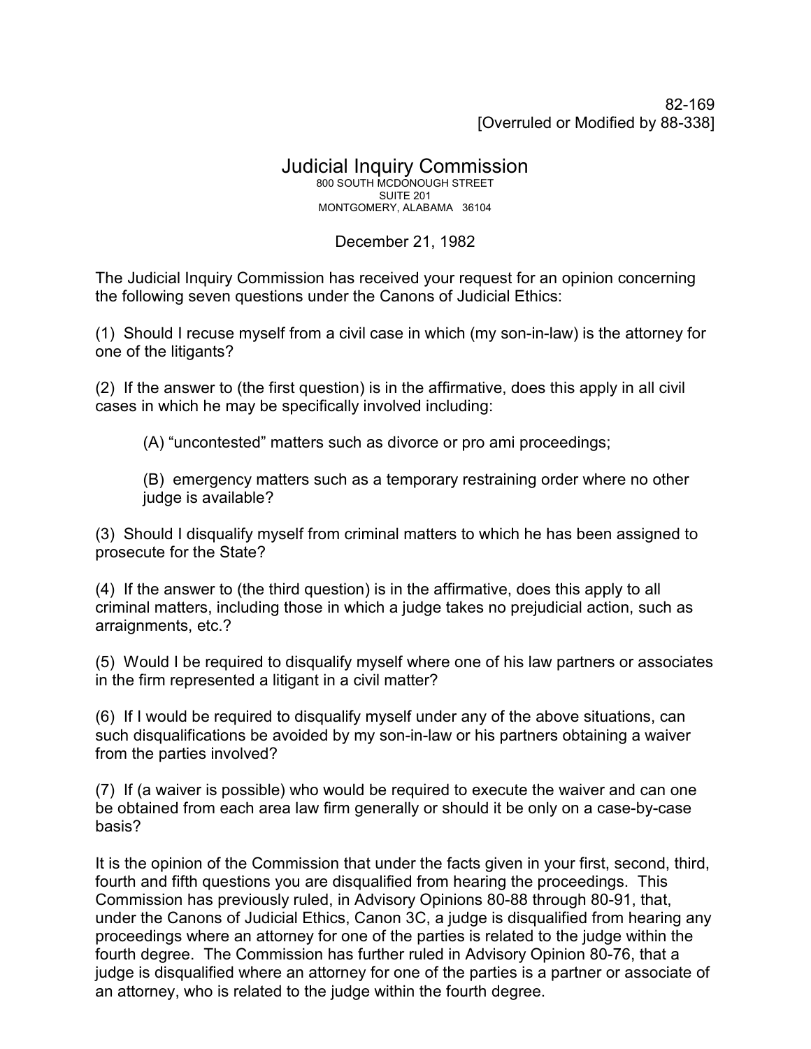82-169
[Overruled or Modified by 88-338]

# Judicial Inquiry Commission

800 SOUTH MCDONOUGH STREET
SUITE 201
MONTGOMERY, ALABAMA 36104

December 21, 1982

The Judicial Inquiry Commission has received your request for an opinion concerning the following seven questions under the Canons of Judicial Ethics:

(1) Should I recuse myself from a civil case in which (my son-in-law) is the attorney for one of the litigants?

(2) If the answer to (the first question) is in the affirmative, does this apply in all civil cases in which he may be specifically involved including:

> (A) "uncontested" matters such as divorce or pro ami proceedings;
>
> (B) emergency matters such as a temporary restraining order where no other judge is available?

(3) Should I disqualify myself from criminal matters to which he has been assigned to prosecute for the State?

(4) If the answer to (the third question) is in the affirmative, does this apply to all criminal matters, including those in which a judge takes no prejudicial action, such as arraignments, etc.?

(5) Would I be required to disqualify myself where one of his law partners or associates in the firm represented a litigant in a civil matter?

(6) If I would be required to disqualify myself under any of the above situations, can such disqualifications be avoided by my son-in-law or his partners obtaining a waiver from the parties involved?

(7) If (a waiver is possible) who would be required to execute the waiver and can one be obtained from each area law firm generally or should it be only on a case-by-case basis?

It is the opinion of the Commission that under the facts given in your first, second, third, fourth and fifth questions you are disqualified from hearing the proceedings. This Commission has previously ruled, in Advisory Opinions 80-88 through 80-91, that, under the Canons of Judicial Ethics, Canon 3C, a judge is disqualified from hearing any proceedings where an attorney for one of the parties is related to the judge within the fourth degree. The Commission has further ruled in Advisory Opinion 80-76, that a judge is disqualified where an attorney for one of the parties is a partner or associate of an attorney, who is related to the judge within the fourth degree.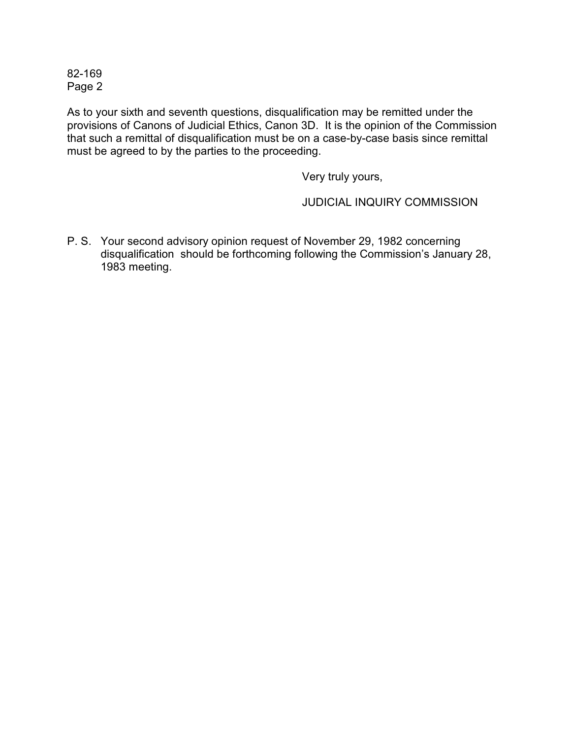As to your sixth and seventh questions, disqualification may be remitted under the provisions of Canons of Judicial Ethics, Canon 3D. It is the opinion of the Commission that such a remittal of disqualification must be on a case-by-case basis since remittal must be agreed to by the parties to the proceeding.

Very truly yours,

JUDICIAL INQUIRY COMMISSION

P. S. Your second advisory opinion request of November 29, 1982 concerning disqualification should be forthcoming following the Commission's January 28, 1983 meeting.